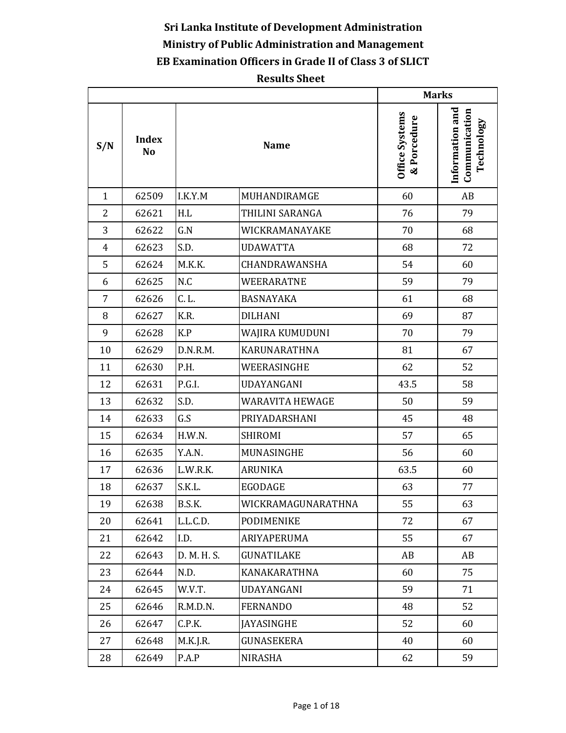# Sri Lanka Institute of Development Administration

## Ministry of Public Administration and Management

## EB Examination Officers in Grade II of Class 3 of SLICT

## Results Sheet

| S/N | Index No | Name | | Marks | |
|---|---|---|---|---|---|
| | | | | Office Systems & Porcedure | Information and Communication Technology |
| 1 | 62509 | I.K.Y.M | MUHANDIRAMGE | 60 | AB |
| 2 | 62621 | H.L | THILINI SARANGA | 76 | 79 |
| 3 | 62622 | G.N | WICKRAMANAYAKE | 70 | 68 |
| 4 | 62623 | S.D. | UDAWATTA | 68 | 72 |
| 5 | 62624 | M.K.K. | CHANDRAWANSHA | 54 | 60 |
| 6 | 62625 | N.C | WEERARATNE | 59 | 79 |
| 7 | 62626 | C. L. | BASNAYAKA | 61 | 68 |
| 8 | 62627 | K.R. | DILHANI | 69 | 87 |
| 9 | 62628 | K.P | WAJIRA KUMUDUNI | 70 | 79 |
| 10 | 62629 | D.N.R.M. | KARUNARATHNA | 81 | 67 |
| 11 | 62630 | P.H. | WEERASINGHE | 62 | 52 |
| 12 | 62631 | P.G.I. | UDAYANGANI | 43.5 | 58 |
| 13 | 62632 | S.D. | WARAVITA HEWAGE | 50 | 59 |
| 14 | 62633 | G.S | PRIYADARSHANI | 45 | 48 |
| 15 | 62634 | H.W.N. | SHIROMI | 57 | 65 |
| 16 | 62635 | Y.A.N. | MUNASINGHE | 56 | 60 |
| 17 | 62636 | L.W.R.K. | ARUNIKA | 63.5 | 60 |
| 18 | 62637 | S.K.L. | EGODAGE | 63 | 77 |
| 19 | 62638 | B.S.K. | WICKRAMAGUNARATHNA | 55 | 63 |
| 20 | 62641 | L.L.C.D. | PODIMENIKE | 72 | 67 |
| 21 | 62642 | I.D. | ARIYAPERUMA | 55 | 67 |
| 22 | 62643 | D. M. H. S. | GUNATILAKE | AB | AB |
| 23 | 62644 | N.D. | KANAKARATHNA | 60 | 75 |
| 24 | 62645 | W.V.T. | UDAYANGANI | 59 | 71 |
| 25 | 62646 | R.M.D.N. | FERNANDO | 48 | 52 |
| 26 | 62647 | C.P.K. | JAYASINGHE | 52 | 60 |
| 27 | 62648 | M.K.J.R. | GUNASEKERA | 40 | 60 |
| 28 | 62649 | P.A.P | NIRASHA | 62 | 59 |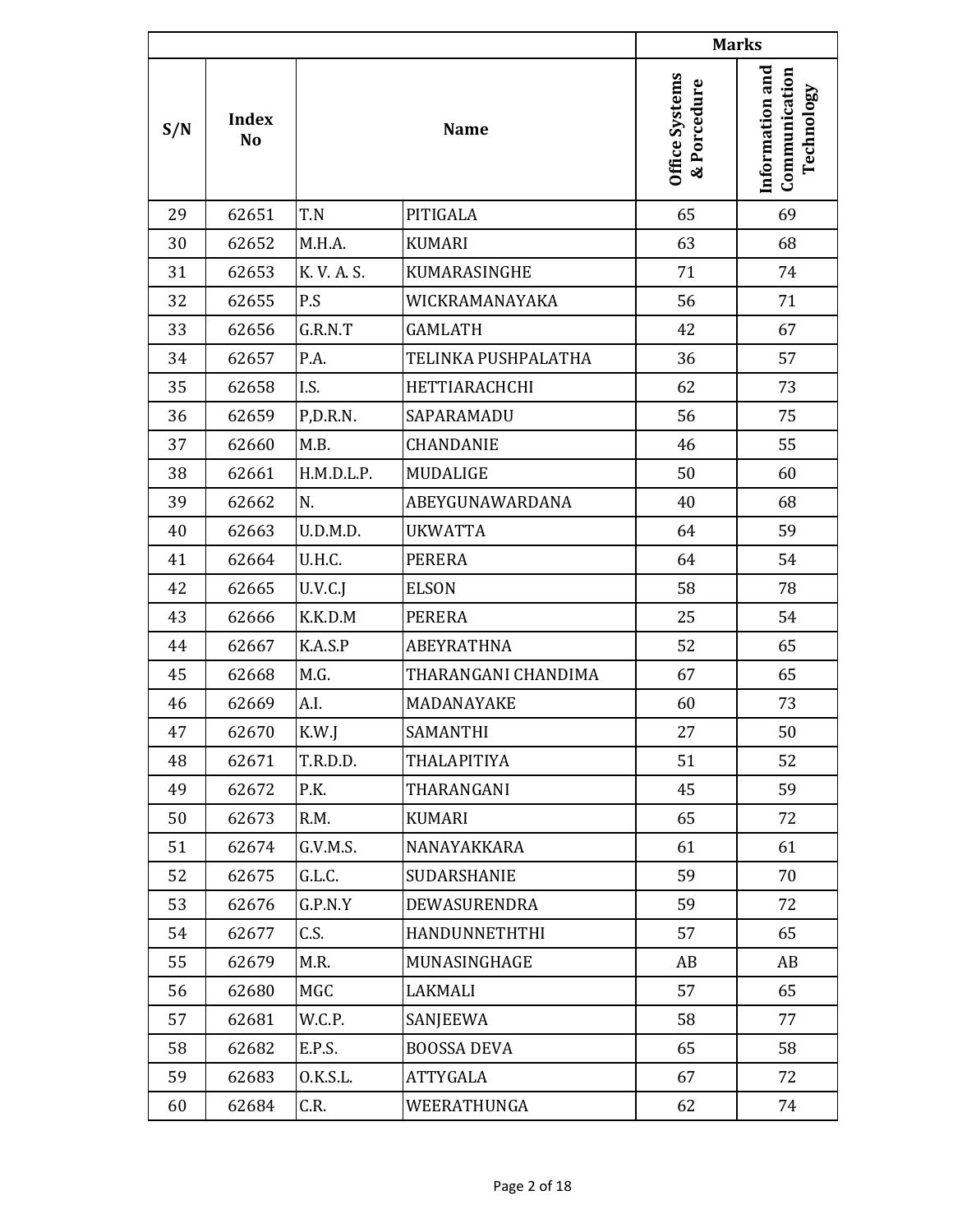| S/N | Index No | Name | | Marks | |
|---|---|---|---|---|---|
| | | | | Office Systems & Porcedure | Information and Communication Technology |
| 29 | 62651 | T.N | PITIGALA | 65 | 69 |
| 30 | 62652 | M.H.A. | KUMARI | 63 | 68 |
| 31 | 62653 | K. V. A. S. | KUMARASINGHE | 71 | 74 |
| 32 | 62655 | P.S | WICKRAMANAYAKA | 56 | 71 |
| 33 | 62656 | G.R.N.T | GAMLATH | 42 | 67 |
| 34 | 62657 | P.A. | TELINKA PUSHPALATHA | 36 | 57 |
| 35 | 62658 | I.S. | HETTIARACHCHI | 62 | 73 |
| 36 | 62659 | P,D.R.N. | SAPARAMADU | 56 | 75 |
| 37 | 62660 | M.B. | CHANDANIE | 46 | 55 |
| 38 | 62661 | H.M.D.L.P. | MUDALIGE | 50 | 60 |
| 39 | 62662 | N. | ABEYGUNAWARDANA | 40 | 68 |
| 40 | 62663 | U.D.M.D. | UKWATTA | 64 | 59 |
| 41 | 62664 | U.H.C. | PERERA | 64 | 54 |
| 42 | 62665 | U.V.C.J | ELSON | 58 | 78 |
| 43 | 62666 | K.K.D.M | PERERA | 25 | 54 |
| 44 | 62667 | K.A.S.P | ABEYRATHNA | 52 | 65 |
| 45 | 62668 | M.G. | THARANGANI CHANDIMA | 67 | 65 |
| 46 | 62669 | A.I. | MADANAYAKE | 60 | 73 |
| 47 | 62670 | K.W.J | SAMANTHI | 27 | 50 |
| 48 | 62671 | T.R.D.D. | THALAPITIYA | 51 | 52 |
| 49 | 62672 | P.K. | THARANGANI | 45 | 59 |
| 50 | 62673 | R.M. | KUMARI | 65 | 72 |
| 51 | 62674 | G.V.M.S. | NANAYAKKARA | 61 | 61 |
| 52 | 62675 | G.L.C. | SUDARSHANIE | 59 | 70 |
| 53 | 62676 | G.P.N.Y | DEWASURENDRA | 59 | 72 |
| 54 | 62677 | C.S. | HANDUNNETHTHI | 57 | 65 |
| 55 | 62679 | M.R. | MUNASINGHAGE | AB | AB |
| 56 | 62680 | MGC | LAKMALI | 57 | 65 |
| 57 | 62681 | W.C.P. | SANJEEWA | 58 | 77 |
| 58 | 62682 | E.P.S. | BOOSSA DEVA | 65 | 58 |
| 59 | 62683 | O.K.S.L. | ATTYGALA | 67 | 72 |
| 60 | 62684 | C.R. | WEERATHUNGA | 62 | 74 |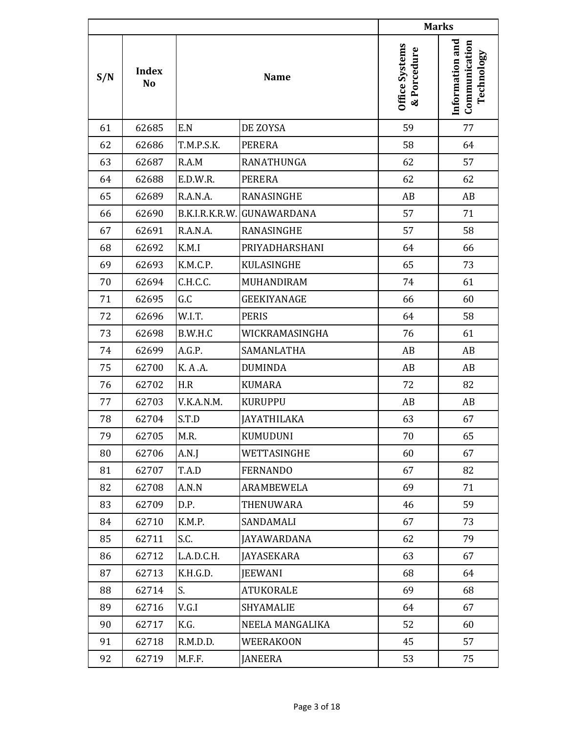| S/N | Index No | Name | | Marks | |
|---|---|---|---|---|---|
| | | | | Office Systems & Porcedure | Information and Communication Technology |
| 61 | 62685 | E.N | DE ZOYSA | 59 | 77 |
| 62 | 62686 | T.M.P.S.K. | PERERA | 58 | 64 |
| 63 | 62687 | R.A.M | RANATHUNGA | 62 | 57 |
| 64 | 62688 | E.D.W.R. | PERERA | 62 | 62 |
| 65 | 62689 | R.A.N.A. | RANASINGHE | AB | AB |
| 66 | 62690 | B.K.I.R.K.R.W. | GUNAWARDANA | 57 | 71 |
| 67 | 62691 | R.A.N.A. | RANASINGHE | 57 | 58 |
| 68 | 62692 | K.M.I | PRIYADHARSHANI | 64 | 66 |
| 69 | 62693 | K.M.C.P. | KULASINGHE | 65 | 73 |
| 70 | 62694 | C.H.C.C. | MUHANDIRAM | 74 | 61 |
| 71 | 62695 | G.C | GEEKIYANAGE | 66 | 60 |
| 72 | 62696 | W.I.T. | PERIS | 64 | 58 |
| 73 | 62698 | B.W.H.C | WICKRAMASINGHA | 76 | 61 |
| 74 | 62699 | A.G.P. | SAMANLATHA | AB | AB |
| 75 | 62700 | K. A .A. | DUMINDA | AB | AB |
| 76 | 62702 | H.R | KUMARA | 72 | 82 |
| 77 | 62703 | V.K.A.N.M. | KURUPPU | AB | AB |
| 78 | 62704 | S.T.D | JAYATHILAKA | 63 | 67 |
| 79 | 62705 | M.R. | KUMUDUNI | 70 | 65 |
| 80 | 62706 | A.N.J | WETTASINGHE | 60 | 67 |
| 81 | 62707 | T.A.D | FERNANDO | 67 | 82 |
| 82 | 62708 | A.N.N | ARAMBEWELA | 69 | 71 |
| 83 | 62709 | D.P. | THENUWARA | 46 | 59 |
| 84 | 62710 | K.M.P. | SANDAMALI | 67 | 73 |
| 85 | 62711 | S.C. | JAYAWARDANA | 62 | 79 |
| 86 | 62712 | L.A.D.C.H. | JAYASEKARA | 63 | 67 |
| 87 | 62713 | K.H.G.D. | JEEWANI | 68 | 64 |
| 88 | 62714 | S. | ATUKORALE | 69 | 68 |
| 89 | 62716 | V.G.I | SHYAMALIE | 64 | 67 |
| 90 | 62717 | K.G. | NEELA MANGALIKA | 52 | 60 |
| 91 | 62718 | R.M.D.D. | WEERAKOON | 45 | 57 |
| 92 | 62719 | M.F.F. | JANEERA | 53 | 75 |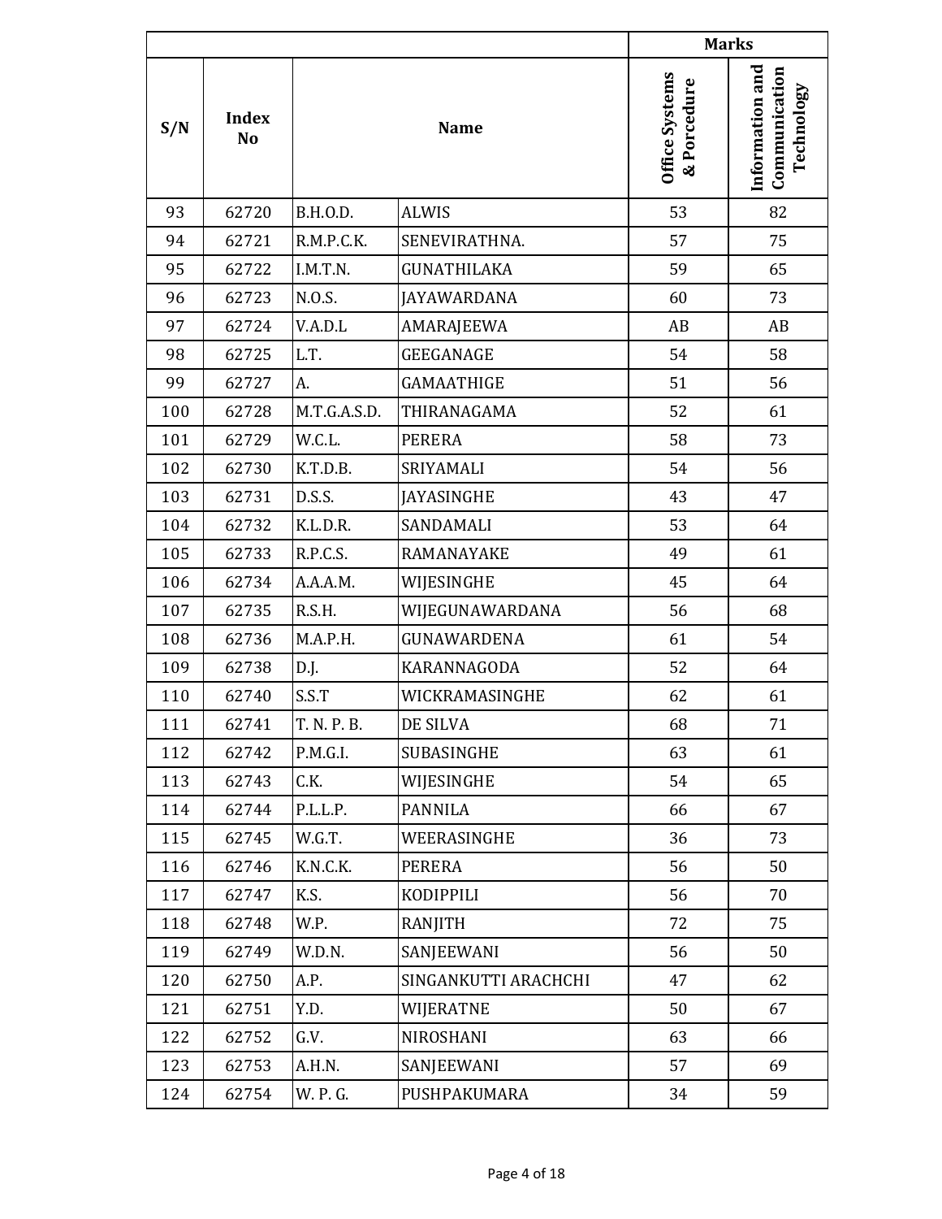| S/N | Index No | Name | | Marks | |
|---|---|---|---|---|---|
| | | | | Office Systems & Porcedure | Information and Communication Technology |
| 93 | 62720 | B.H.O.D. | ALWIS | 53 | 82 |
| 94 | 62721 | R.M.P.C.K. | SENEVIRATHNA. | 57 | 75 |
| 95 | 62722 | I.M.T.N. | GUNATHILAKA | 59 | 65 |
| 96 | 62723 | N.O.S. | JAYAWARDANA | 60 | 73 |
| 97 | 62724 | V.A.D.L | AMARAJEEWA | AB | AB |
| 98 | 62725 | L.T. | GEEGANAGE | 54 | 58 |
| 99 | 62727 | A. | GAMAATHIGE | 51 | 56 |
| 100 | 62728 | M.T.G.A.S.D. | THIRANAGAMA | 52 | 61 |
| 101 | 62729 | W.C.L. | PERERA | 58 | 73 |
| 102 | 62730 | K.T.D.B. | SRIYAMALI | 54 | 56 |
| 103 | 62731 | D.S.S. | JAYASINGHE | 43 | 47 |
| 104 | 62732 | K.L.D.R. | SANDAMALI | 53 | 64 |
| 105 | 62733 | R.P.C.S. | RAMANAYAKE | 49 | 61 |
| 106 | 62734 | A.A.A.M. | WIJESINGHE | 45 | 64 |
| 107 | 62735 | R.S.H. | WIJEGUNAWARDANA | 56 | 68 |
| 108 | 62736 | M.A.P.H. | GUNAWARDENA | 61 | 54 |
| 109 | 62738 | D.J. | KARANNAGODA | 52 | 64 |
| 110 | 62740 | S.S.T | WICKRAMASINGHE | 62 | 61 |
| 111 | 62741 | T. N. P. B. | DE SILVA | 68 | 71 |
| 112 | 62742 | P.M.G.I. | SUBASINGHE | 63 | 61 |
| 113 | 62743 | C.K. | WIJESINGHE | 54 | 65 |
| 114 | 62744 | P.L.L.P. | PANNILA | 66 | 67 |
| 115 | 62745 | W.G.T. | WEERASINGHE | 36 | 73 |
| 116 | 62746 | K.N.C.K. | PERERA | 56 | 50 |
| 117 | 62747 | K.S. | KODIPPILI | 56 | 70 |
| 118 | 62748 | W.P. | RANJITH | 72 | 75 |
| 119 | 62749 | W.D.N. | SANJEEWANI | 56 | 50 |
| 120 | 62750 | A.P. | SINGANKUTTI ARACHCHI | 47 | 62 |
| 121 | 62751 | Y.D. | WIJERATNE | 50 | 67 |
| 122 | 62752 | G.V. | NIROSHANI | 63 | 66 |
| 123 | 62753 | A.H.N. | SANJEEWANI | 57 | 69 |
| 124 | 62754 | W. P. G. | PUSHPAKUMARA | 34 | 59 |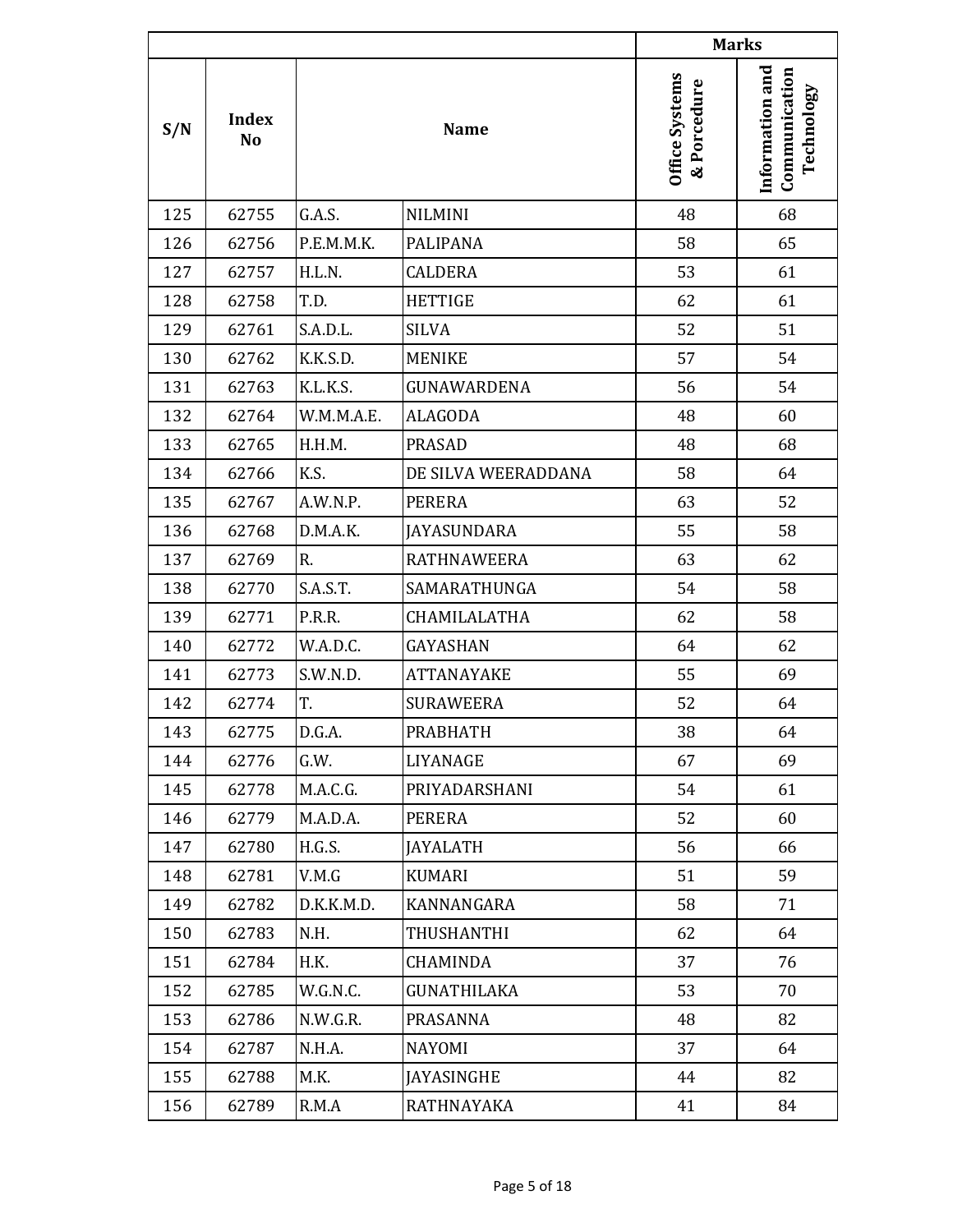| S/N | Index No | Name | | Marks | |
|---|---|---|---|---|---|
| | | | | Office Systems & Porcedure | Information and Communication Technology |
| 125 | 62755 | G.A.S. | NILMINI | 48 | 68 |
| 126 | 62756 | P.E.M.M.K. | PALIPANA | 58 | 65 |
| 127 | 62757 | H.L.N. | CALDERA | 53 | 61 |
| 128 | 62758 | T.D. | HETTIGE | 62 | 61 |
| 129 | 62761 | S.A.D.L. | SILVA | 52 | 51 |
| 130 | 62762 | K.K.S.D. | MENIKE | 57 | 54 |
| 131 | 62763 | K.L.K.S. | GUNAWARDENA | 56 | 54 |
| 132 | 62764 | W.M.M.A.E. | ALAGODA | 48 | 60 |
| 133 | 62765 | H.H.M. | PRASAD | 48 | 68 |
| 134 | 62766 | K.S. | DE SILVA WEERADDANA | 58 | 64 |
| 135 | 62767 | A.W.N.P. | PERERA | 63 | 52 |
| 136 | 62768 | D.M.A.K. | JAYASUNDARA | 55 | 58 |
| 137 | 62769 | R. | RATHNAWEERA | 63 | 62 |
| 138 | 62770 | S.A.S.T. | SAMARATHUNGA | 54 | 58 |
| 139 | 62771 | P.R.R. | CHAMILALATHA | 62 | 58 |
| 140 | 62772 | W.A.D.C. | GAYASHAN | 64 | 62 |
| 141 | 62773 | S.W.N.D. | ATTANAYAKE | 55 | 69 |
| 142 | 62774 | T. | SURAWEERA | 52 | 64 |
| 143 | 62775 | D.G.A. | PRABHATH | 38 | 64 |
| 144 | 62776 | G.W. | LIYANAGE | 67 | 69 |
| 145 | 62778 | M.A.C.G. | PRIYADARSHANI | 54 | 61 |
| 146 | 62779 | M.A.D.A. | PERERA | 52 | 60 |
| 147 | 62780 | H.G.S. | JAYALATH | 56 | 66 |
| 148 | 62781 | V.M.G | KUMARI | 51 | 59 |
| 149 | 62782 | D.K.K.M.D. | KANNANGARA | 58 | 71 |
| 150 | 62783 | N.H. | THUSHANTHI | 62 | 64 |
| 151 | 62784 | H.K. | CHAMINDA | 37 | 76 |
| 152 | 62785 | W.G.N.C. | GUNATHILAKA | 53 | 70 |
| 153 | 62786 | N.W.G.R. | PRASANNA | 48 | 82 |
| 154 | 62787 | N.H.A. | NAYOMI | 37 | 64 |
| 155 | 62788 | M.K. | JAYASINGHE | 44 | 82 |
| 156 | 62789 | R.M.A | RATHNAYAKA | 41 | 84 |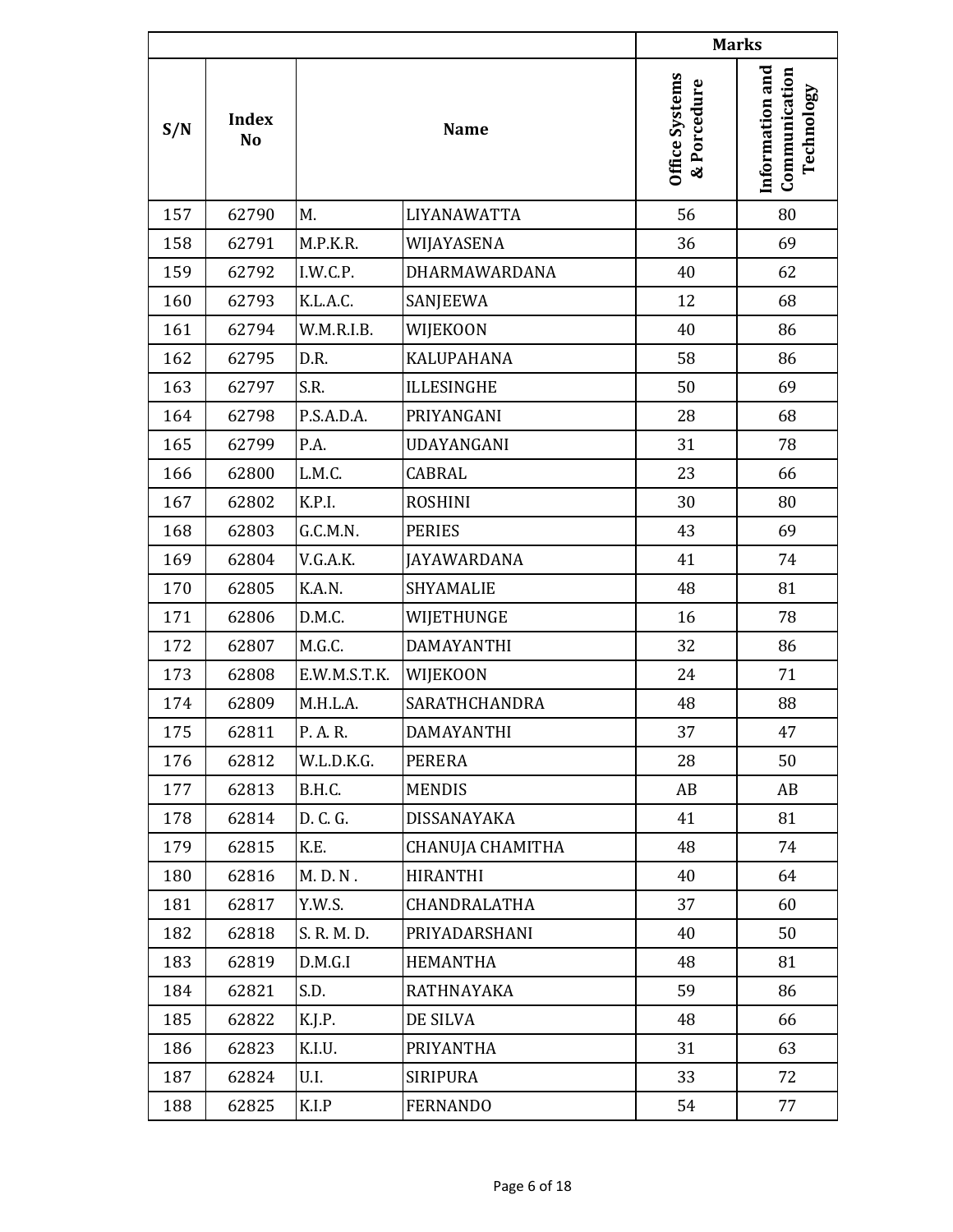| S/N | Index No | Name | | Marks | |
|---|---|---|---|---|---|
| | | | | Office Systems & Porcedure | Information and Communication Technology |
| 157 | 62790 | M. | LIYANAWATTA | 56 | 80 |
| 158 | 62791 | M.P.K.R. | WIJAYASENA | 36 | 69 |
| 159 | 62792 | I.W.C.P. | DHARMAWARDANA | 40 | 62 |
| 160 | 62793 | K.L.A.C. | SANJEEWA | 12 | 68 |
| 161 | 62794 | W.M.R.I.B. | WIJEKOON | 40 | 86 |
| 162 | 62795 | D.R. | KALUPAHANA | 58 | 86 |
| 163 | 62797 | S.R. | ILLESINGHE | 50 | 69 |
| 164 | 62798 | P.S.A.D.A. | PRIYANGANI | 28 | 68 |
| 165 | 62799 | P.A. | UDAYANGANI | 31 | 78 |
| 166 | 62800 | L.M.C. | CABRAL | 23 | 66 |
| 167 | 62802 | K.P.I. | ROSHINI | 30 | 80 |
| 168 | 62803 | G.C.M.N. | PERIES | 43 | 69 |
| 169 | 62804 | V.G.A.K. | JAYAWARDANA | 41 | 74 |
| 170 | 62805 | K.A.N. | SHYAMALIE | 48 | 81 |
| 171 | 62806 | D.M.C. | WIJETHUNGE | 16 | 78 |
| 172 | 62807 | M.G.C. | DAMAYANTHI | 32 | 86 |
| 173 | 62808 | E.W.M.S.T.K. | WIJEKOON | 24 | 71 |
| 174 | 62809 | M.H.L.A. | SARATHCHANDRA | 48 | 88 |
| 175 | 62811 | P. A. R. | DAMAYANTHI | 37 | 47 |
| 176 | 62812 | W.L.D.K.G. | PERERA | 28 | 50 |
| 177 | 62813 | B.H.C. | MENDIS | AB | AB |
| 178 | 62814 | D. C. G. | DISSANAYAKA | 41 | 81 |
| 179 | 62815 | K.E. | CHANUJA CHAMITHA | 48 | 74 |
| 180 | 62816 | M. D. N . | HIRANTHI | 40 | 64 |
| 181 | 62817 | Y.W.S. | CHANDRALATHA | 37 | 60 |
| 182 | 62818 | S. R. M. D. | PRIYADARSHANI | 40 | 50 |
| 183 | 62819 | D.M.G.I | HEMANTHA | 48 | 81 |
| 184 | 62821 | S.D. | RATHNAYAKA | 59 | 86 |
| 185 | 62822 | K.J.P. | DE SILVA | 48 | 66 |
| 186 | 62823 | K.I.U. | PRIYANTHA | 31 | 63 |
| 187 | 62824 | U.I. | SIRIPURA | 33 | 72 |
| 188 | 62825 | K.I.P | FERNANDO | 54 | 77 |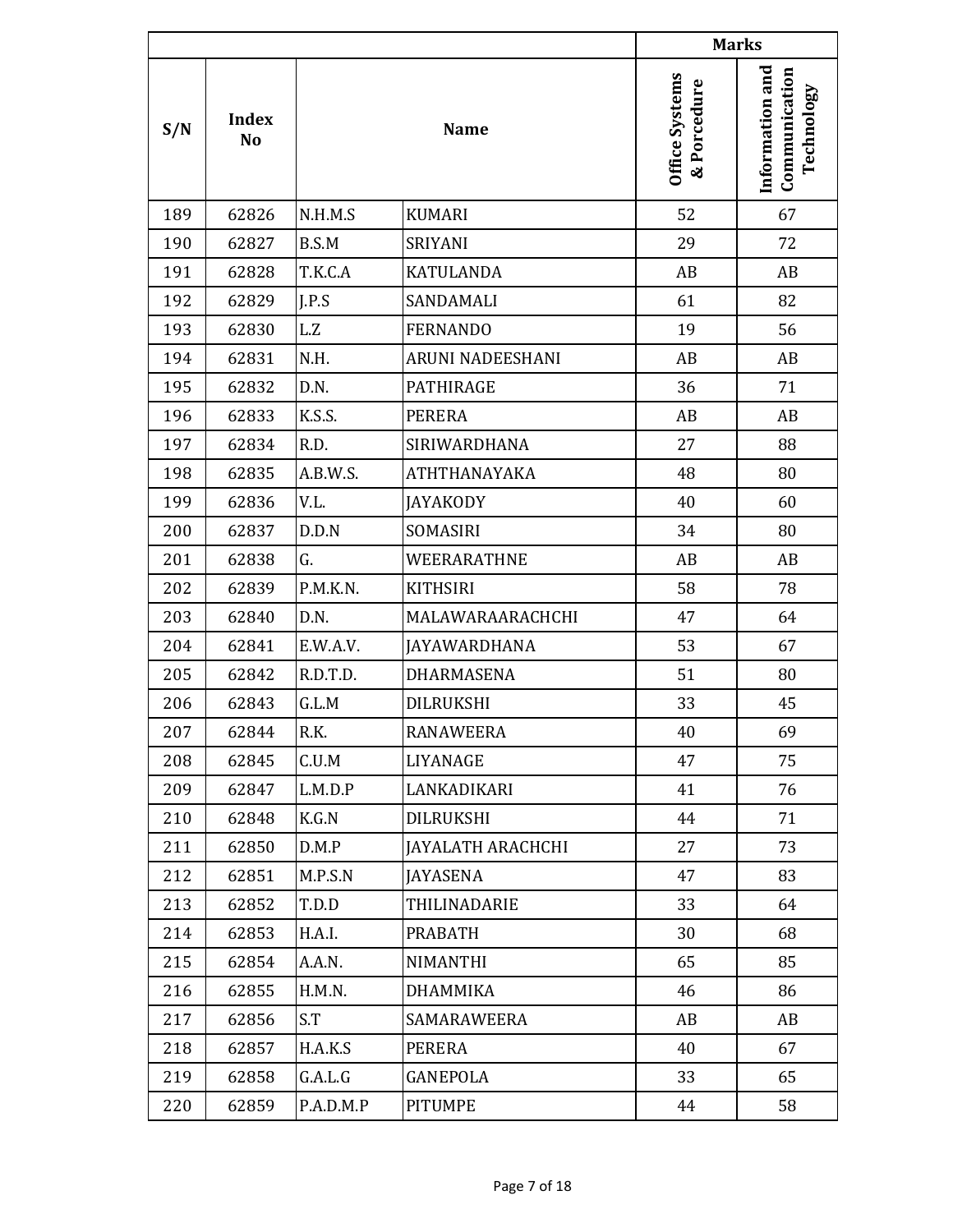| S/N | Index No | Name | | Marks | |
|---|---|---|---|---|---|
| | | | | Office Systems & Porcedure | Information and Communication Technology |
| 189 | 62826 | N.H.M.S | KUMARI | 52 | 67 |
| 190 | 62827 | B.S.M | SRIYANI | 29 | 72 |
| 191 | 62828 | T.K.C.A | KATULANDA | AB | AB |
| 192 | 62829 | J.P.S | SANDAMALI | 61 | 82 |
| 193 | 62830 | L.Z | FERNANDO | 19 | 56 |
| 194 | 62831 | N.H. | ARUNI NADEESHANI | AB | AB |
| 195 | 62832 | D.N. | PATHIRAGE | 36 | 71 |
| 196 | 62833 | K.S.S. | PERERA | AB | AB |
| 197 | 62834 | R.D. | SIRIWARDHANA | 27 | 88 |
| 198 | 62835 | A.B.W.S. | ATHTHANAYAKA | 48 | 80 |
| 199 | 62836 | V.L. | JAYAKODY | 40 | 60 |
| 200 | 62837 | D.D.N | SOMASIRI | 34 | 80 |
| 201 | 62838 | G. | WEERARATHNE | AB | AB |
| 202 | 62839 | P.M.K.N. | KITHSIRI | 58 | 78 |
| 203 | 62840 | D.N. | MALAWARAARACHCHI | 47 | 64 |
| 204 | 62841 | E.W.A.V. | JAYAWARDHANA | 53 | 67 |
| 205 | 62842 | R.D.T.D. | DHARMASENA | 51 | 80 |
| 206 | 62843 | G.L.M | DILRUKSHI | 33 | 45 |
| 207 | 62844 | R.K. | RANAWEERA | 40 | 69 |
| 208 | 62845 | C.U.M | LIYANAGE | 47 | 75 |
| 209 | 62847 | L.M.D.P | LANKADIKARI | 41 | 76 |
| 210 | 62848 | K.G.N | DILRUKSHI | 44 | 71 |
| 211 | 62850 | D.M.P | JAYALATH ARACHCHI | 27 | 73 |
| 212 | 62851 | M.P.S.N | JAYASENA | 47 | 83 |
| 213 | 62852 | T.D.D | THILINADARIE | 33 | 64 |
| 214 | 62853 | H.A.I. | PRABATH | 30 | 68 |
| 215 | 62854 | A.A.N. | NIMANTHI | 65 | 85 |
| 216 | 62855 | H.M.N. | DHAMMIKA | 46 | 86 |
| 217 | 62856 | S.T | SAMARAWEERA | AB | AB |
| 218 | 62857 | H.A.K.S | PERERA | 40 | 67 |
| 219 | 62858 | G.A.L.G | GANEPOLA | 33 | 65 |
| 220 | 62859 | P.A.D.M.P | PITUMPE | 44 | 58 |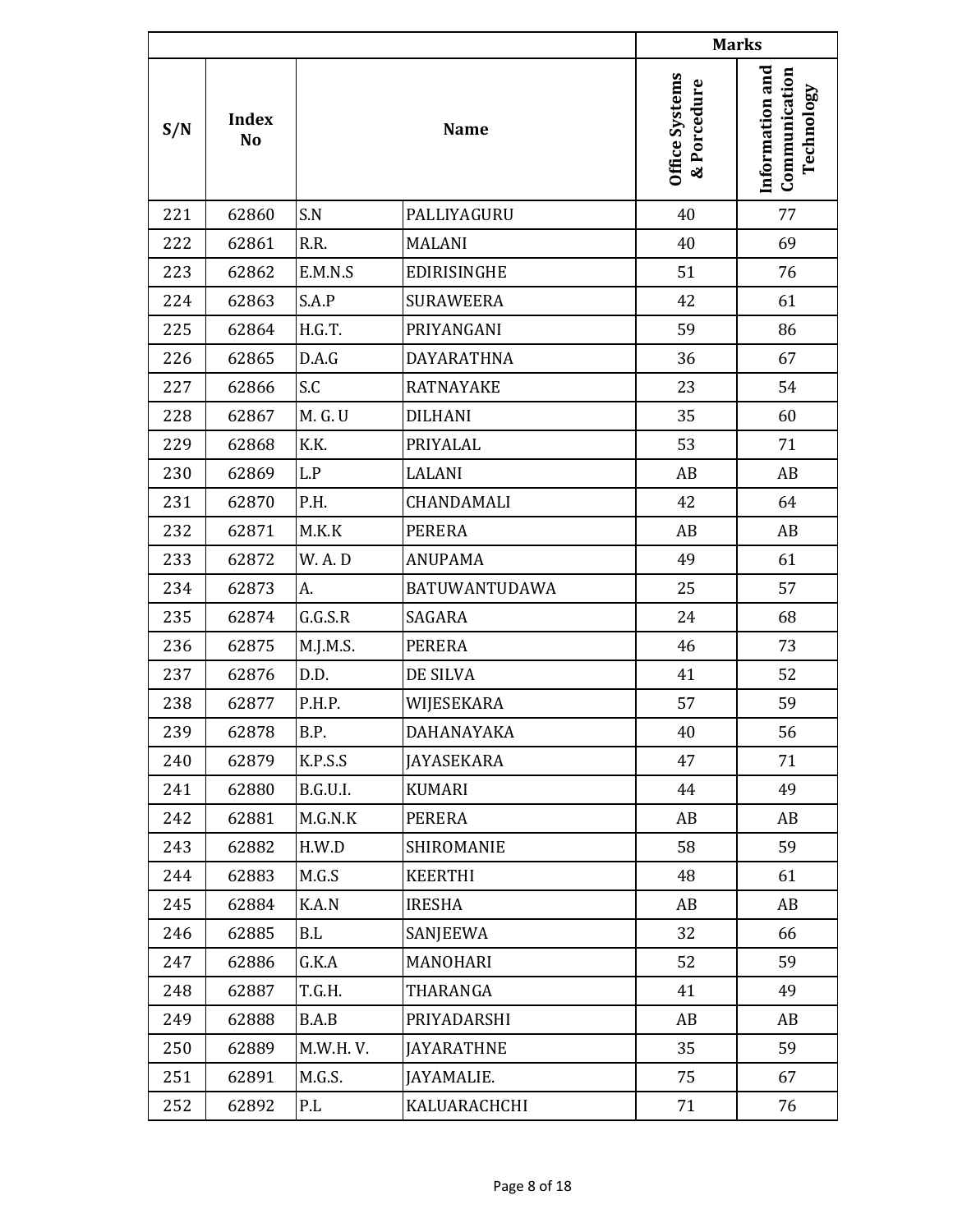| S/N | Index No | Name | | Marks | |
|---|---|---|---|---|---|
| | | | | Office Systems & Porcedure | Information and Communication Technology |
| 221 | 62860 | S.N | PALLIYAGURU | 40 | 77 |
| 222 | 62861 | R.R. | MALANI | 40 | 69 |
| 223 | 62862 | E.M.N.S | EDIRISINGHE | 51 | 76 |
| 224 | 62863 | S.A.P | SURAWEERA | 42 | 61 |
| 225 | 62864 | H.G.T. | PRIYANGANI | 59 | 86 |
| 226 | 62865 | D.A.G | DAYARATHNA | 36 | 67 |
| 227 | 62866 | S.C | RATNAYAKE | 23 | 54 |
| 228 | 62867 | M. G. U | DILHANI | 35 | 60 |
| 229 | 62868 | K.K. | PRIYALAL | 53 | 71 |
| 230 | 62869 | L.P | LALANI | AB | AB |
| 231 | 62870 | P.H. | CHANDAMALI | 42 | 64 |
| 232 | 62871 | M.K.K | PERERA | AB | AB |
| 233 | 62872 | W. A. D | ANUPAMA | 49 | 61 |
| 234 | 62873 | A. | BATUWANTUDAWA | 25 | 57 |
| 235 | 62874 | G.G.S.R | SAGARA | 24 | 68 |
| 236 | 62875 | M.J.M.S. | PERERA | 46 | 73 |
| 237 | 62876 | D.D. | DE SILVA | 41 | 52 |
| 238 | 62877 | P.H.P. | WIJESEKARA | 57 | 59 |
| 239 | 62878 | B.P. | DAHANAYAKA | 40 | 56 |
| 240 | 62879 | K.P.S.S | JAYASEKARA | 47 | 71 |
| 241 | 62880 | B.G.U.I. | KUMARI | 44 | 49 |
| 242 | 62881 | M.G.N.K | PERERA | AB | AB |
| 243 | 62882 | H.W.D | SHIROMANIE | 58 | 59 |
| 244 | 62883 | M.G.S | KEERTHI | 48 | 61 |
| 245 | 62884 | K.A.N | IRESHA | AB | AB |
| 246 | 62885 | B.L | SANJEEWA | 32 | 66 |
| 247 | 62886 | G.K.A | MANOHARI | 52 | 59 |
| 248 | 62887 | T.G.H. | THARANGA | 41 | 49 |
| 249 | 62888 | B.A.B | PRIYADARSHI | AB | AB |
| 250 | 62889 | M.W.H. V. | JAYARATHNE | 35 | 59 |
| 251 | 62891 | M.G.S. | JAYAMALIE. | 75 | 67 |
| 252 | 62892 | P.L | KALUARACHCHI | 71 | 76 |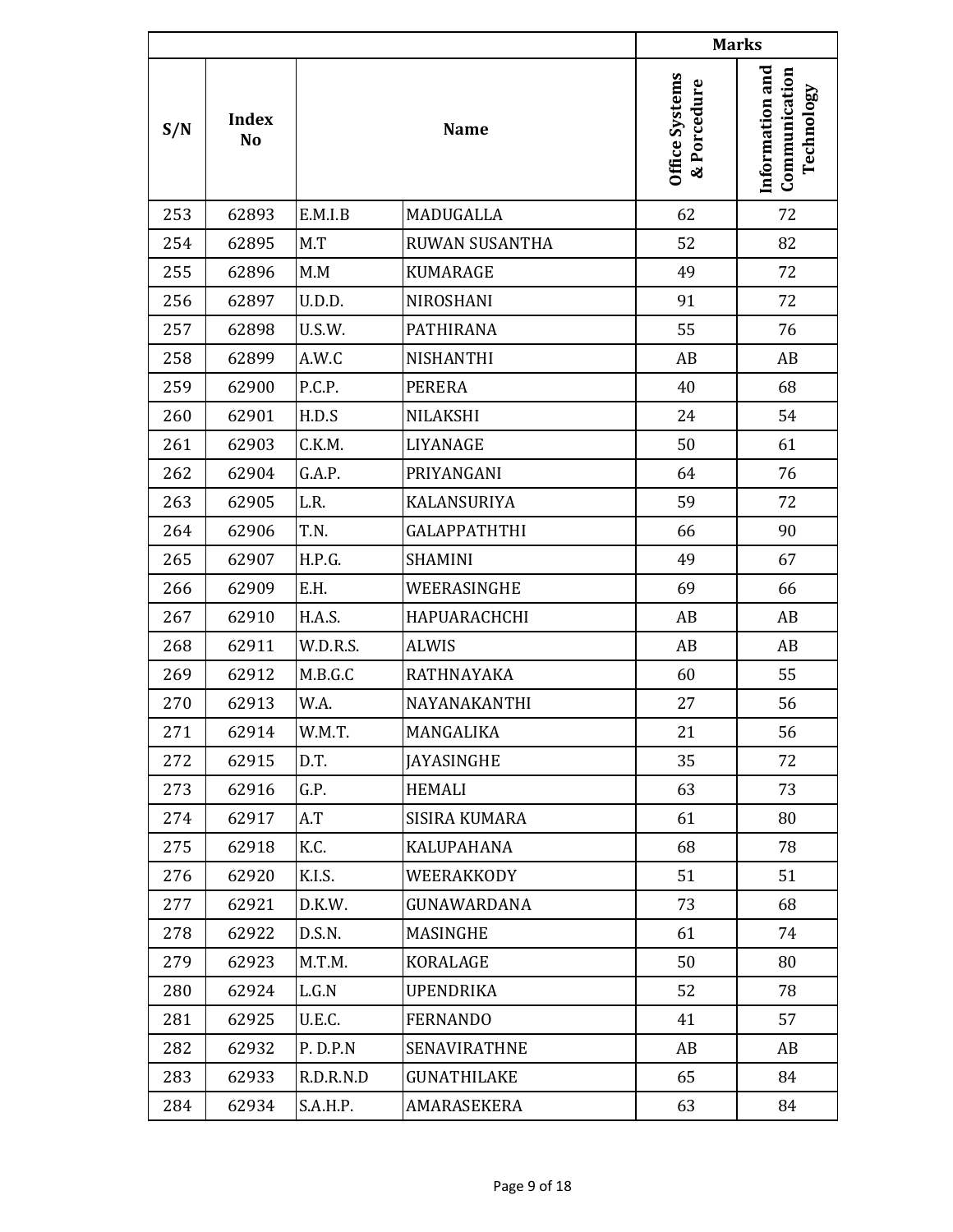| S/N | Index No | Name | | Marks | |
|---|---|---|---|---|---|
| | | | | Office Systems & Porcedure | Information and Communication Technology |
| 253 | 62893 | E.M.I.B | MADUGALLA | 62 | 72 |
| 254 | 62895 | M.T | RUWAN SUSANTHA | 52 | 82 |
| 255 | 62896 | M.M | KUMARAGE | 49 | 72 |
| 256 | 62897 | U.D.D. | NIROSHANI | 91 | 72 |
| 257 | 62898 | U.S.W. | PATHIRANA | 55 | 76 |
| 258 | 62899 | A.W.C | NISHANTHI | AB | AB |
| 259 | 62900 | P.C.P. | PERERA | 40 | 68 |
| 260 | 62901 | H.D.S | NILAKSHI | 24 | 54 |
| 261 | 62903 | C.K.M. | LIYANAGE | 50 | 61 |
| 262 | 62904 | G.A.P. | PRIYANGANI | 64 | 76 |
| 263 | 62905 | L.R. | KALANSURIYA | 59 | 72 |
| 264 | 62906 | T.N. | GALAPPATHTHI | 66 | 90 |
| 265 | 62907 | H.P.G. | SHAMINI | 49 | 67 |
| 266 | 62909 | E.H. | WEERASINGHE | 69 | 66 |
| 267 | 62910 | H.A.S. | HAPUARACHCHI | AB | AB |
| 268 | 62911 | W.D.R.S. | ALWIS | AB | AB |
| 269 | 62912 | M.B.G.C | RATHNAYAKA | 60 | 55 |
| 270 | 62913 | W.A. | NAYANAKANTHI | 27 | 56 |
| 271 | 62914 | W.M.T. | MANGALIKA | 21 | 56 |
| 272 | 62915 | D.T. | JAYASINGHE | 35 | 72 |
| 273 | 62916 | G.P. | HEMALI | 63 | 73 |
| 274 | 62917 | A.T | SISIRA KUMARA | 61 | 80 |
| 275 | 62918 | K.C. | KALUPAHANA | 68 | 78 |
| 276 | 62920 | K.I.S. | WEERAKKODY | 51 | 51 |
| 277 | 62921 | D.K.W. | GUNAWARDANA | 73 | 68 |
| 278 | 62922 | D.S.N. | MASINGHE | 61 | 74 |
| 279 | 62923 | M.T.M. | KORALAGE | 50 | 80 |
| 280 | 62924 | L.G.N | UPENDRIKA | 52 | 78 |
| 281 | 62925 | U.E.C. | FERNANDO | 41 | 57 |
| 282 | 62932 | P. D.P.N | SENAVIRATHNE | AB | AB |
| 283 | 62933 | R.D.R.N.D | GUNATHILAKE | 65 | 84 |
| 284 | 62934 | S.A.H.P. | AMARASEKERA | 63 | 84 |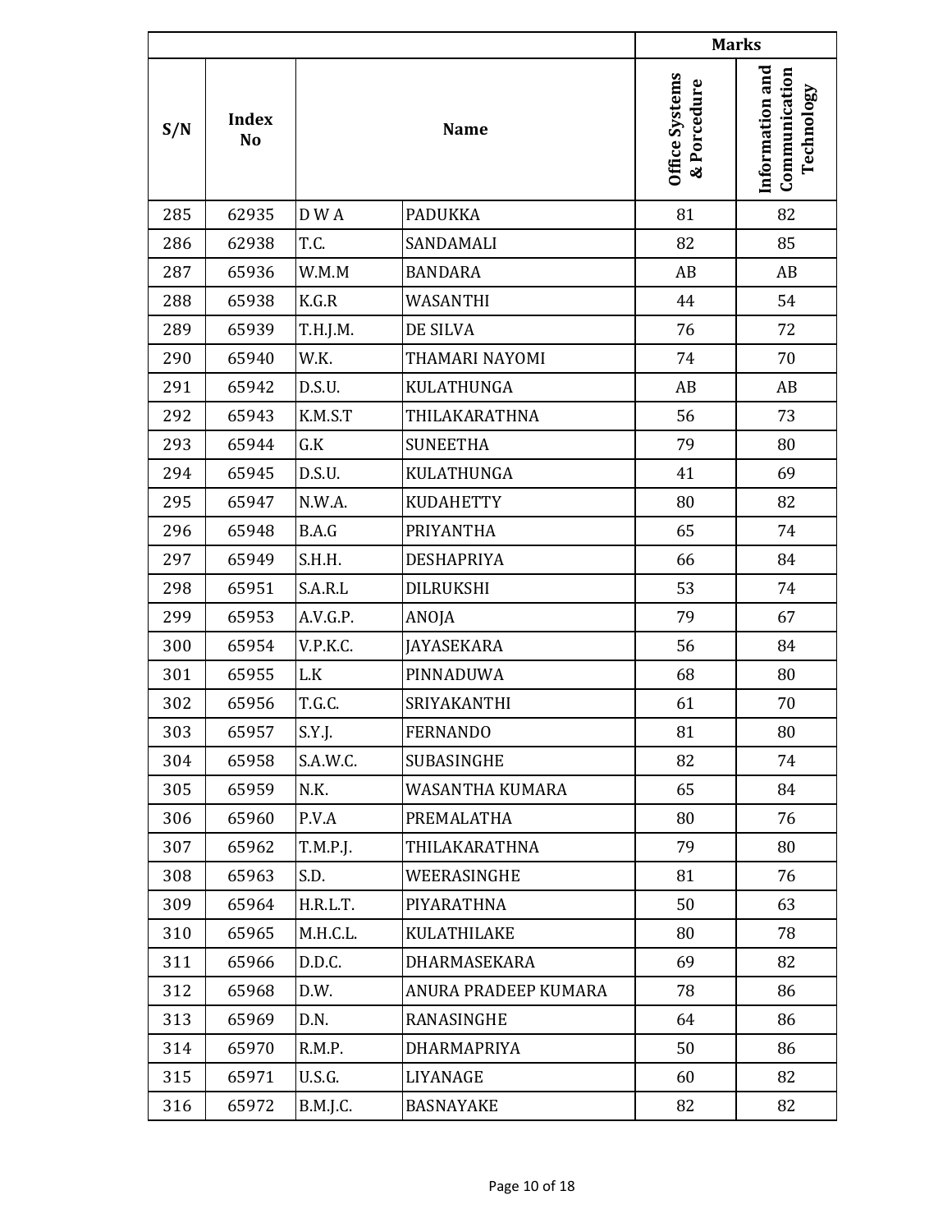| | | | | Marks | |
|---|---|---|---|---|---|
| S/N | Index No | Name | | Office Systems & Porcedure | Information and Communication Technology |
| 285 | 62935 | D W A | PADUKKA | 81 | 82 |
| 286 | 62938 | T.C. | SANDAMALI | 82 | 85 |
| 287 | 65936 | W.M.M | BANDARA | AB | AB |
| 288 | 65938 | K.G.R | WASANTHI | 44 | 54 |
| 289 | 65939 | T.H.J.M. | DE SILVA | 76 | 72 |
| 290 | 65940 | W.K. | THAMARI NAYOMI | 74 | 70 |
| 291 | 65942 | D.S.U. | KULATHUNGA | AB | AB |
| 292 | 65943 | K.M.S.T | THILAKARATHNA | 56 | 73 |
| 293 | 65944 | G.K | SUNEETHA | 79 | 80 |
| 294 | 65945 | D.S.U. | KULATHUNGA | 41 | 69 |
| 295 | 65947 | N.W.A. | KUDAHETTY | 80 | 82 |
| 296 | 65948 | B.A.G | PRIYANTHA | 65 | 74 |
| 297 | 65949 | S.H.H. | DESHAPRIYA | 66 | 84 |
| 298 | 65951 | S.A.R.L | DILRUKSHI | 53 | 74 |
| 299 | 65953 | A.V.G.P. | ANOJA | 79 | 67 |
| 300 | 65954 | V.P.K.C. | JAYASEKARA | 56 | 84 |
| 301 | 65955 | L.K | PINNADUWA | 68 | 80 |
| 302 | 65956 | T.G.C. | SRIYAKANTHI | 61 | 70 |
| 303 | 65957 | S.Y.J. | FERNANDO | 81 | 80 |
| 304 | 65958 | S.A.W.C. | SUBASINGHE | 82 | 74 |
| 305 | 65959 | N.K. | WASANTHA KUMARA | 65 | 84 |
| 306 | 65960 | P.V.A | PREMALATHA | 80 | 76 |
| 307 | 65962 | T.M.P.J. | THILAKARATHNA | 79 | 80 |
| 308 | 65963 | S.D. | WEERASINGHE | 81 | 76 |
| 309 | 65964 | H.R.L.T. | PIYARATHNA | 50 | 63 |
| 310 | 65965 | M.H.C.L. | KULATHILAKE | 80 | 78 |
| 311 | 65966 | D.D.C. | DHARMASEKARA | 69 | 82 |
| 312 | 65968 | D.W. | ANURA PRADEEP KUMARA | 78 | 86 |
| 313 | 65969 | D.N. | RANASINGHE | 64 | 86 |
| 314 | 65970 | R.M.P. | DHARMAPRIYA | 50 | 86 |
| 315 | 65971 | U.S.G. | LIYANAGE | 60 | 82 |
| 316 | 65972 | B.M.J.C. | BASNAYAKE | 82 | 82 |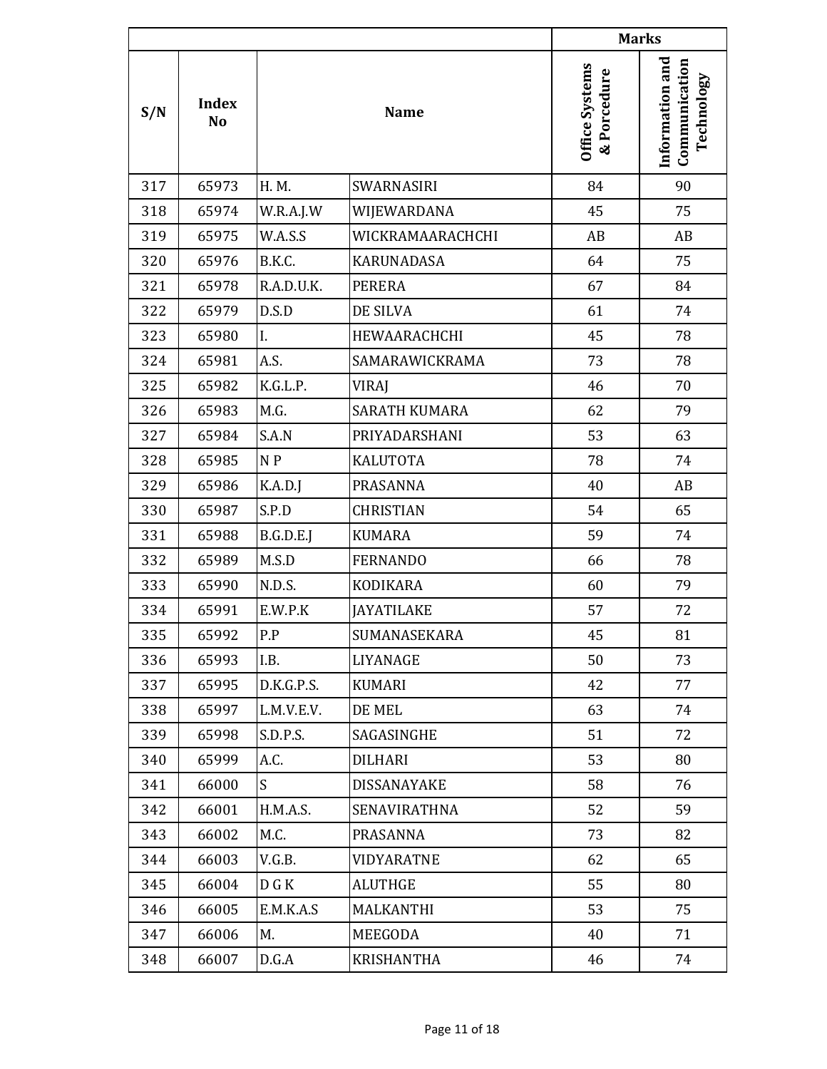| S/N | Index No | Name | | Marks | |
|---|---|---|---|---|---|
| | | | | Office Systems & Porcedure | Information and Communication Technology |
| 317 | 65973 | H. M. | SWARNASIRI | 84 | 90 |
| 318 | 65974 | W.R.A.J.W | WIJEWARDANA | 45 | 75 |
| 319 | 65975 | W.A.S.S | WICKRAMAARACHCHI | AB | AB |
| 320 | 65976 | B.K.C. | KARUNADASA | 64 | 75 |
| 321 | 65978 | R.A.D.U.K. | PERERA | 67 | 84 |
| 322 | 65979 | D.S.D | DE SILVA | 61 | 74 |
| 323 | 65980 | I. | HEWAARACHCHI | 45 | 78 |
| 324 | 65981 | A.S. | SAMARAWICKRAMA | 73 | 78 |
| 325 | 65982 | K.G.L.P. | VIRAJ | 46 | 70 |
| 326 | 65983 | M.G. | SARATH KUMARA | 62 | 79 |
| 327 | 65984 | S.A.N | PRIYADARSHANI | 53 | 63 |
| 328 | 65985 | N P | KALUTOTA | 78 | 74 |
| 329 | 65986 | K.A.D.J | PRASANNA | 40 | AB |
| 330 | 65987 | S.P.D | CHRISTIAN | 54 | 65 |
| 331 | 65988 | B.G.D.E.J | KUMARA | 59 | 74 |
| 332 | 65989 | M.S.D | FERNANDO | 66 | 78 |
| 333 | 65990 | N.D.S. | KODIKARA | 60 | 79 |
| 334 | 65991 | E.W.P.K | JAYATILAKE | 57 | 72 |
| 335 | 65992 | P.P | SUMANASEKARA | 45 | 81 |
| 336 | 65993 | I.B. | LIYANAGE | 50 | 73 |
| 337 | 65995 | D.K.G.P.S. | KUMARI | 42 | 77 |
| 338 | 65997 | L.M.V.E.V. | DE MEL | 63 | 74 |
| 339 | 65998 | S.D.P.S. | SAGASINGHE | 51 | 72 |
| 340 | 65999 | A.C. | DILHARI | 53 | 80 |
| 341 | 66000 | S | DISSANAYAKE | 58 | 76 |
| 342 | 66001 | H.M.A.S. | SENAVIRATHNA | 52 | 59 |
| 343 | 66002 | M.C. | PRASANNA | 73 | 82 |
| 344 | 66003 | V.G.B. | VIDYARATNE | 62 | 65 |
| 345 | 66004 | D G K | ALUTHGE | 55 | 80 |
| 346 | 66005 | E.M.K.A.S | MALKANTHI | 53 | 75 |
| 347 | 66006 | M. | MEEGODA | 40 | 71 |
| 348 | 66007 | D.G.A | KRISHANTHA | 46 | 74 |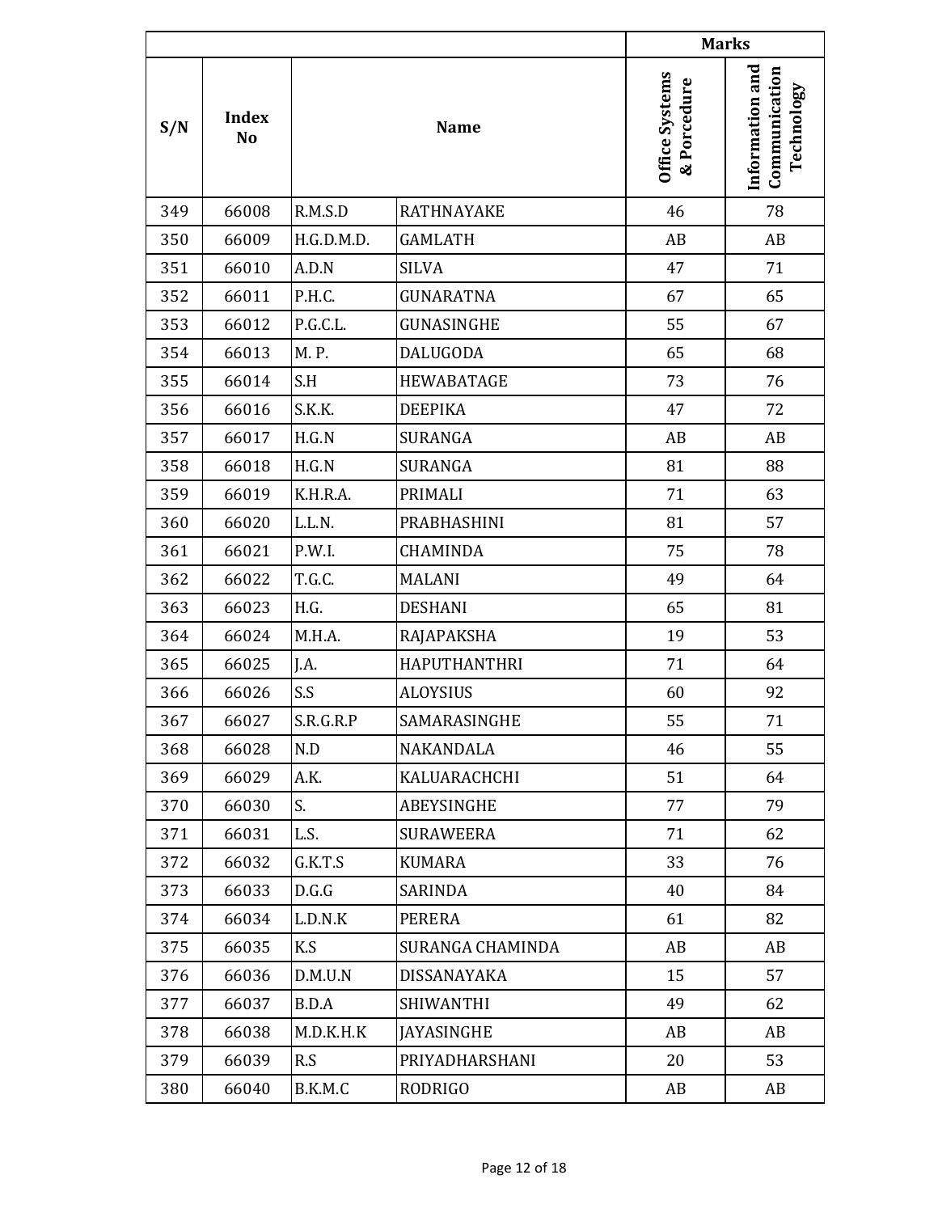| S/N | Index No | Name | | Marks | |
|---|---|---|---|---|---|
| | | | | Office Systems & Porcedure | Information and Communication Technology |
| 349 | 66008 | R.M.S.D | RATHNAYAKE | 46 | 78 |
| 350 | 66009 | H.G.D.M.D. | GAMLATH | AB | AB |
| 351 | 66010 | A.D.N | SILVA | 47 | 71 |
| 352 | 66011 | P.H.C. | GUNARATNA | 67 | 65 |
| 353 | 66012 | P.G.C.L. | GUNASINGHE | 55 | 67 |
| 354 | 66013 | M. P. | DALUGODA | 65 | 68 |
| 355 | 66014 | S.H | HEWABATAGE | 73 | 76 |
| 356 | 66016 | S.K.K. | DEEPIKA | 47 | 72 |
| 357 | 66017 | H.G.N | SURANGA | AB | AB |
| 358 | 66018 | H.G.N | SURANGA | 81 | 88 |
| 359 | 66019 | K.H.R.A. | PRIMALI | 71 | 63 |
| 360 | 66020 | L.L.N. | PRABHASHINI | 81 | 57 |
| 361 | 66021 | P.W.I. | CHAMINDA | 75 | 78 |
| 362 | 66022 | T.G.C. | MALANI | 49 | 64 |
| 363 | 66023 | H.G. | DESHANI | 65 | 81 |
| 364 | 66024 | M.H.A. | RAJAPAKSHA | 19 | 53 |
| 365 | 66025 | J.A. | HAPUTHANTHRI | 71 | 64 |
| 366 | 66026 | S.S | ALOYSIUS | 60 | 92 |
| 367 | 66027 | S.R.G.R.P | SAMARASINGHE | 55 | 71 |
| 368 | 66028 | N.D | NAKANDALA | 46 | 55 |
| 369 | 66029 | A.K. | KALUARACHCHI | 51 | 64 |
| 370 | 66030 | S. | ABEYSINGHE | 77 | 79 |
| 371 | 66031 | L.S. | SURAWEERA | 71 | 62 |
| 372 | 66032 | G.K.T.S | KUMARA | 33 | 76 |
| 373 | 66033 | D.G.G | SARINDA | 40 | 84 |
| 374 | 66034 | L.D.N.K | PERERA | 61 | 82 |
| 375 | 66035 | K.S | SURANGA CHAMINDA | AB | AB |
| 376 | 66036 | D.M.U.N | DISSANAYAKA | 15 | 57 |
| 377 | 66037 | B.D.A | SHIWANTHI | 49 | 62 |
| 378 | 66038 | M.D.K.H.K | JAYASINGHE | AB | AB |
| 379 | 66039 | R.S | PRIYADHARSHANI | 20 | 53 |
| 380 | 66040 | B.K.M.C | RODRIGO | AB | AB |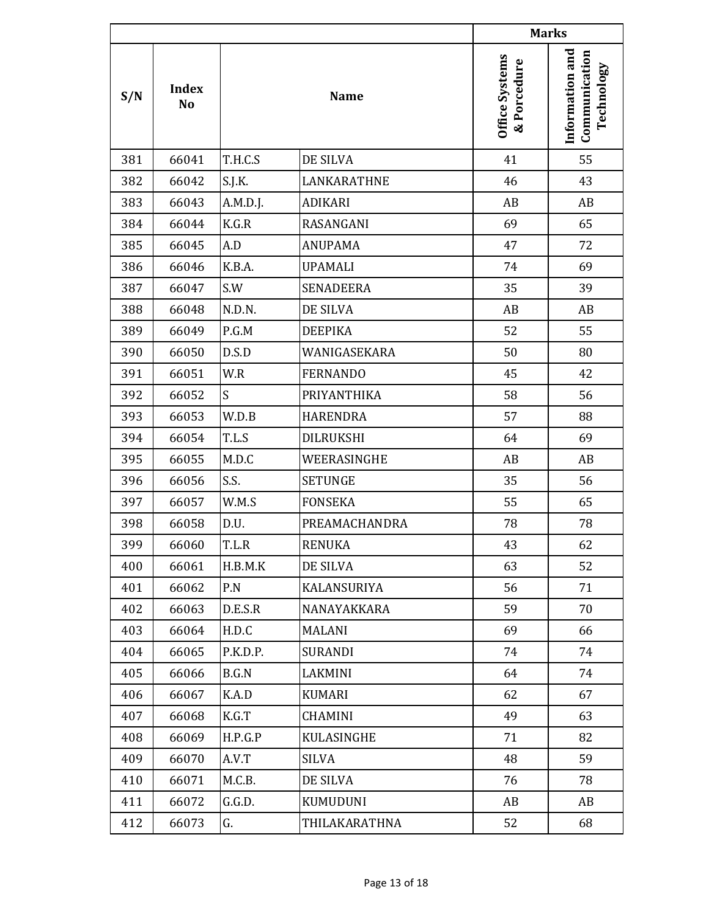| S/N | Index No | Name | | Marks | |
|---|---|---|---|---|---|
| | | | | Office Systems & Porcedure | Information and Communication Technology |
| 381 | 66041 | T.H.C.S | DE SILVA | 41 | 55 |
| 382 | 66042 | S.J.K. | LANKARATHNE | 46 | 43 |
| 383 | 66043 | A.M.D.J. | ADIKARI | AB | AB |
| 384 | 66044 | K.G.R | RASANGANI | 69 | 65 |
| 385 | 66045 | A.D | ANUPAMA | 47 | 72 |
| 386 | 66046 | K.B.A. | UPAMALI | 74 | 69 |
| 387 | 66047 | S.W | SENADEERA | 35 | 39 |
| 388 | 66048 | N.D.N. | DE SILVA | AB | AB |
| 389 | 66049 | P.G.M | DEEPIKA | 52 | 55 |
| 390 | 66050 | D.S.D | WANIGASEKARA | 50 | 80 |
| 391 | 66051 | W.R | FERNANDO | 45 | 42 |
| 392 | 66052 | S | PRIYANTHIKA | 58 | 56 |
| 393 | 66053 | W.D.B | HARENDRA | 57 | 88 |
| 394 | 66054 | T.L.S | DILRUKSHI | 64 | 69 |
| 395 | 66055 | M.D.C | WEERASINGHE | AB | AB |
| 396 | 66056 | S.S. | SETUNGE | 35 | 56 |
| 397 | 66057 | W.M.S | FONSEKA | 55 | 65 |
| 398 | 66058 | D.U. | PREAMACHANDRA | 78 | 78 |
| 399 | 66060 | T.L.R | RENUKA | 43 | 62 |
| 400 | 66061 | H.B.M.K | DE SILVA | 63 | 52 |
| 401 | 66062 | P.N | KALANSURIYA | 56 | 71 |
| 402 | 66063 | D.E.S.R | NANAYAKKARA | 59 | 70 |
| 403 | 66064 | H.D.C | MALANI | 69 | 66 |
| 404 | 66065 | P.K.D.P. | SURANDI | 74 | 74 |
| 405 | 66066 | B.G.N | LAKMINI | 64 | 74 |
| 406 | 66067 | K.A.D | KUMARI | 62 | 67 |
| 407 | 66068 | K.G.T | CHAMINI | 49 | 63 |
| 408 | 66069 | H.P.G.P | KULASINGHE | 71 | 82 |
| 409 | 66070 | A.V.T | SILVA | 48 | 59 |
| 410 | 66071 | M.C.B. | DE SILVA | 76 | 78 |
| 411 | 66072 | G.G.D. | KUMUDUNI | AB | AB |
| 412 | 66073 | G. | THILAKARATHNA | 52 | 68 |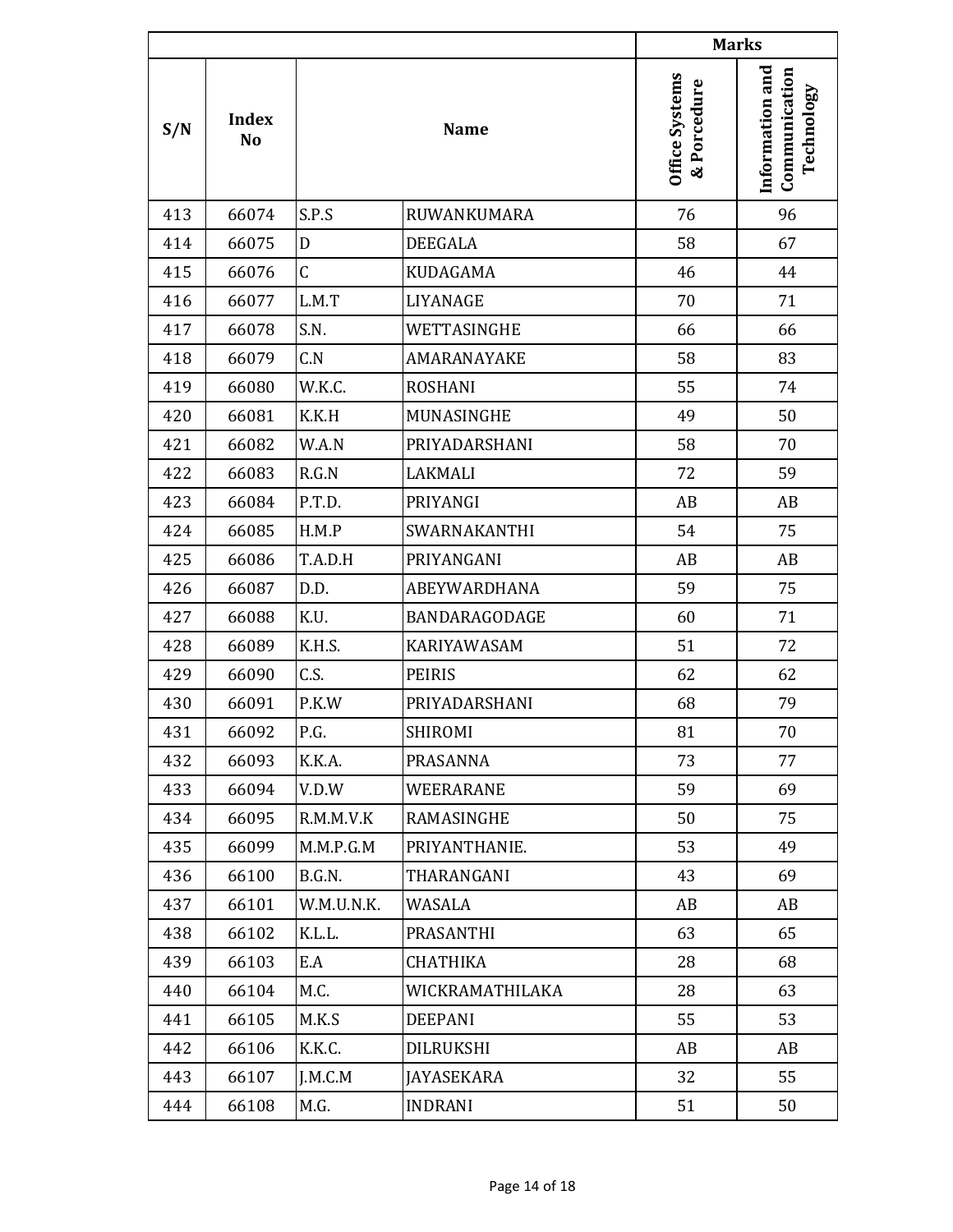| | | | | Marks | |
|---|---|---|---|---|---|
| S/N | Index No | Name | | Office Systems & Porcedure | Information and Communication Technology |
| 413 | 66074 | S.P.S | RUWANKUMARA | 76 | 96 |
| 414 | 66075 | D | DEEGALA | 58 | 67 |
| 415 | 66076 | C | KUDAGAMA | 46 | 44 |
| 416 | 66077 | L.M.T | LIYANAGE | 70 | 71 |
| 417 | 66078 | S.N. | WETTASINGHE | 66 | 66 |
| 418 | 66079 | C.N | AMARANAYAKE | 58 | 83 |
| 419 | 66080 | W.K.C. | ROSHANI | 55 | 74 |
| 420 | 66081 | K.K.H | MUNASINGHE | 49 | 50 |
| 421 | 66082 | W.A.N | PRIYADARSHANI | 58 | 70 |
| 422 | 66083 | R.G.N | LAKMALI | 72 | 59 |
| 423 | 66084 | P.T.D. | PRIYANGI | AB | AB |
| 424 | 66085 | H.M.P | SWARNAKANTHI | 54 | 75 |
| 425 | 66086 | T.A.D.H | PRIYANGANI | AB | AB |
| 426 | 66087 | D.D. | ABEYWARDHANA | 59 | 75 |
| 427 | 66088 | K.U. | BANDARAGODAGE | 60 | 71 |
| 428 | 66089 | K.H.S. | KARIYAWASAM | 51 | 72 |
| 429 | 66090 | C.S. | PEIRIS | 62 | 62 |
| 430 | 66091 | P.K.W | PRIYADARSHANI | 68 | 79 |
| 431 | 66092 | P.G. | SHIROMI | 81 | 70 |
| 432 | 66093 | K.K.A. | PRASANNA | 73 | 77 |
| 433 | 66094 | V.D.W | WEERARANE | 59 | 69 |
| 434 | 66095 | R.M.M.V.K | RAMASINGHE | 50 | 75 |
| 435 | 66099 | M.M.P.G.M | PRIYANTHANIE. | 53 | 49 |
| 436 | 66100 | B.G.N. | THARANGANI | 43 | 69 |
| 437 | 66101 | W.M.U.N.K. | WASALA | AB | AB |
| 438 | 66102 | K.L.L. | PRASANTHI | 63 | 65 |
| 439 | 66103 | E.A | CHATHIKA | 28 | 68 |
| 440 | 66104 | M.C. | WICKRAMATHILAKA | 28 | 63 |
| 441 | 66105 | M.K.S | DEEPANI | 55 | 53 |
| 442 | 66106 | K.K.C. | DILRUKSHI | AB | AB |
| 443 | 66107 | J.M.C.M | JAYASEKARA | 32 | 55 |
| 444 | 66108 | M.G. | INDRANI | 51 | 50 |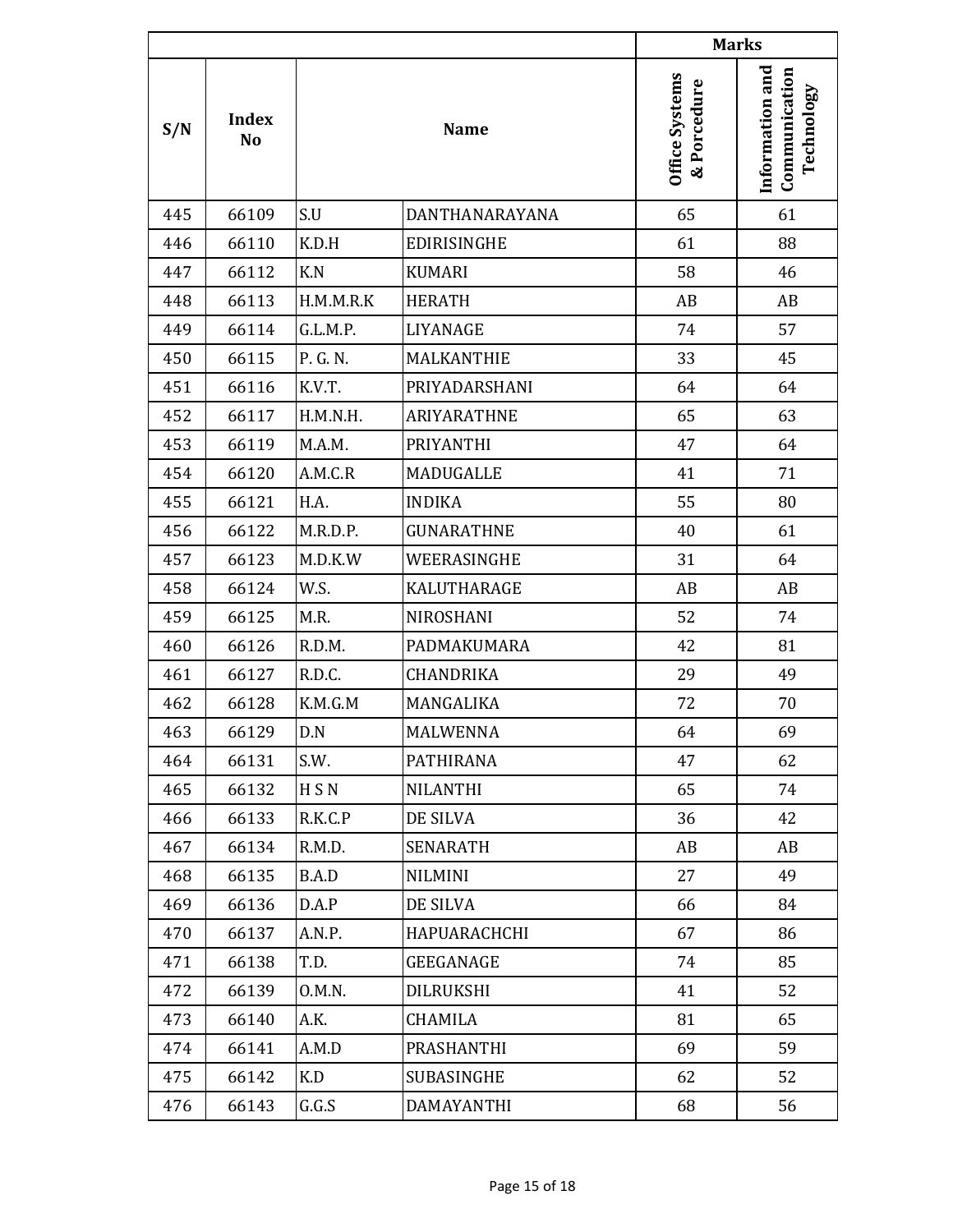| S/N | Index No | Name | | Marks | |
|---|---|---|---|---|---|
| | | | | Office Systems & Porcedure | Information and Communication Technology |
| 445 | 66109 | S.U | DANTHANARAYANA | 65 | 61 |
| 446 | 66110 | K.D.H | EDIRISINGHE | 61 | 88 |
| 447 | 66112 | K.N | KUMARI | 58 | 46 |
| 448 | 66113 | H.M.M.R.K | HERATH | AB | AB |
| 449 | 66114 | G.L.M.P. | LIYANAGE | 74 | 57 |
| 450 | 66115 | P. G. N. | MALKANTHIE | 33 | 45 |
| 451 | 66116 | K.V.T. | PRIYADARSHANI | 64 | 64 |
| 452 | 66117 | H.M.N.H. | ARIYARATHNE | 65 | 63 |
| 453 | 66119 | M.A.M. | PRIYANTHI | 47 | 64 |
| 454 | 66120 | A.M.C.R | MADUGALLE | 41 | 71 |
| 455 | 66121 | H.A. | INDIKA | 55 | 80 |
| 456 | 66122 | M.R.D.P. | GUNARATHNE | 40 | 61 |
| 457 | 66123 | M.D.K.W | WEERASINGHE | 31 | 64 |
| 458 | 66124 | W.S. | KALUTHARAGE | AB | AB |
| 459 | 66125 | M.R. | NIROSHANI | 52 | 74 |
| 460 | 66126 | R.D.M. | PADMAKUMARA | 42 | 81 |
| 461 | 66127 | R.D.C. | CHANDRIKA | 29 | 49 |
| 462 | 66128 | K.M.G.M | MANGALIKA | 72 | 70 |
| 463 | 66129 | D.N | MALWENNA | 64 | 69 |
| 464 | 66131 | S.W. | PATHIRANA | 47 | 62 |
| 465 | 66132 | H S N | NILANTHI | 65 | 74 |
| 466 | 66133 | R.K.C.P | DE SILVA | 36 | 42 |
| 467 | 66134 | R.M.D. | SENARATH | AB | AB |
| 468 | 66135 | B.A.D | NILMINI | 27 | 49 |
| 469 | 66136 | D.A.P | DE SILVA | 66 | 84 |
| 470 | 66137 | A.N.P. | HAPUARACHCHI | 67 | 86 |
| 471 | 66138 | T.D. | GEEGANAGE | 74 | 85 |
| 472 | 66139 | O.M.N. | DILRUKSHI | 41 | 52 |
| 473 | 66140 | A.K. | CHAMILA | 81 | 65 |
| 474 | 66141 | A.M.D | PRASHANTHI | 69 | 59 |
| 475 | 66142 | K.D | SUBASINGHE | 62 | 52 |
| 476 | 66143 | G.G.S | DAMAYANTHI | 68 | 56 |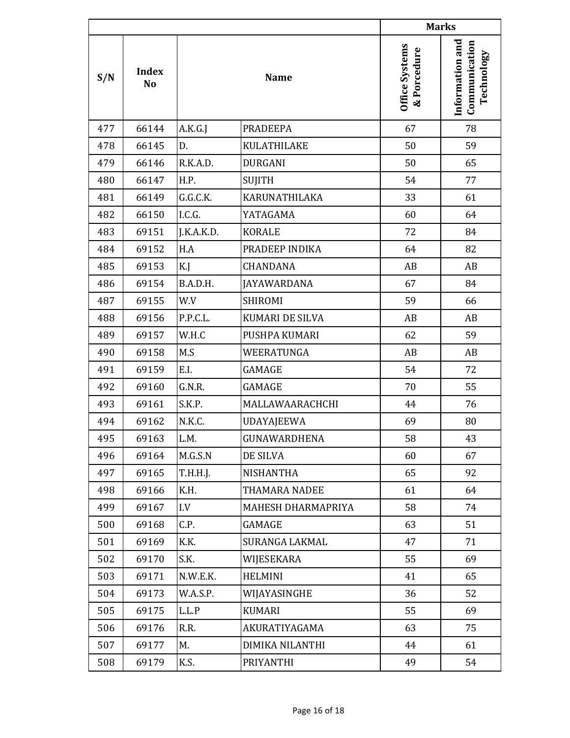| S/N | Index No | Name | | Marks | |
|---|---|---|---|---|---|
| | | | | Office Systems & Porcedure | Information and Communication Technology |
| 477 | 66144 | A.K.G.J | PRADEEPA | 67 | 78 |
| 478 | 66145 | D. | KULATHILAKE | 50 | 59 |
| 479 | 66146 | R.K.A.D. | DURGANI | 50 | 65 |
| 480 | 66147 | H.P. | SUJITH | 54 | 77 |
| 481 | 66149 | G.G.C.K. | KARUNATHILAKA | 33 | 61 |
| 482 | 66150 | I.C.G. | YATAGAMA | 60 | 64 |
| 483 | 69151 | J.K.A.K.D. | KORALE | 72 | 84 |
| 484 | 69152 | H.A | PRADEEP INDIKA | 64 | 82 |
| 485 | 69153 | K.J | CHANDANA | AB | AB |
| 486 | 69154 | B.A.D.H. | JAYAWARDANA | 67 | 84 |
| 487 | 69155 | W.V | SHIROMI | 59 | 66 |
| 488 | 69156 | P.P.C.L. | KUMARI DE SILVA | AB | AB |
| 489 | 69157 | W.H.C | PUSHPA KUMARI | 62 | 59 |
| 490 | 69158 | M.S | WEERATUNGA | AB | AB |
| 491 | 69159 | E.I. | GAMAGE | 54 | 72 |
| 492 | 69160 | G.N.R. | GAMAGE | 70 | 55 |
| 493 | 69161 | S.K.P. | MALLAWAARACHCHI | 44 | 76 |
| 494 | 69162 | N.K.C. | UDAYAJEEWA | 69 | 80 |
| 495 | 69163 | L.M. | GUNAWARDHENA | 58 | 43 |
| 496 | 69164 | M.G.S.N | DE SILVA | 60 | 67 |
| 497 | 69165 | T.H.H.J. | NISHANTHA | 65 | 92 |
| 498 | 69166 | K.H. | THAMARA NADEE | 61 | 64 |
| 499 | 69167 | I.V | MAHESH DHARMAPRIYA | 58 | 74 |
| 500 | 69168 | C.P. | GAMAGE | 63 | 51 |
| 501 | 69169 | K.K. | SURANGA LAKMAL | 47 | 71 |
| 502 | 69170 | S.K. | WIJESEKARA | 55 | 69 |
| 503 | 69171 | N.W.E.K. | HELMINI | 41 | 65 |
| 504 | 69173 | W.A.S.P. | WIJAYASINGHE | 36 | 52 |
| 505 | 69175 | L.L.P | KUMARI | 55 | 69 |
| 506 | 69176 | R.R. | AKURATIYAGAMA | 63 | 75 |
| 507 | 69177 | M. | DIMIKA NILANTHI | 44 | 61 |
| 508 | 69179 | K.S. | PRIYANTHI | 49 | 54 |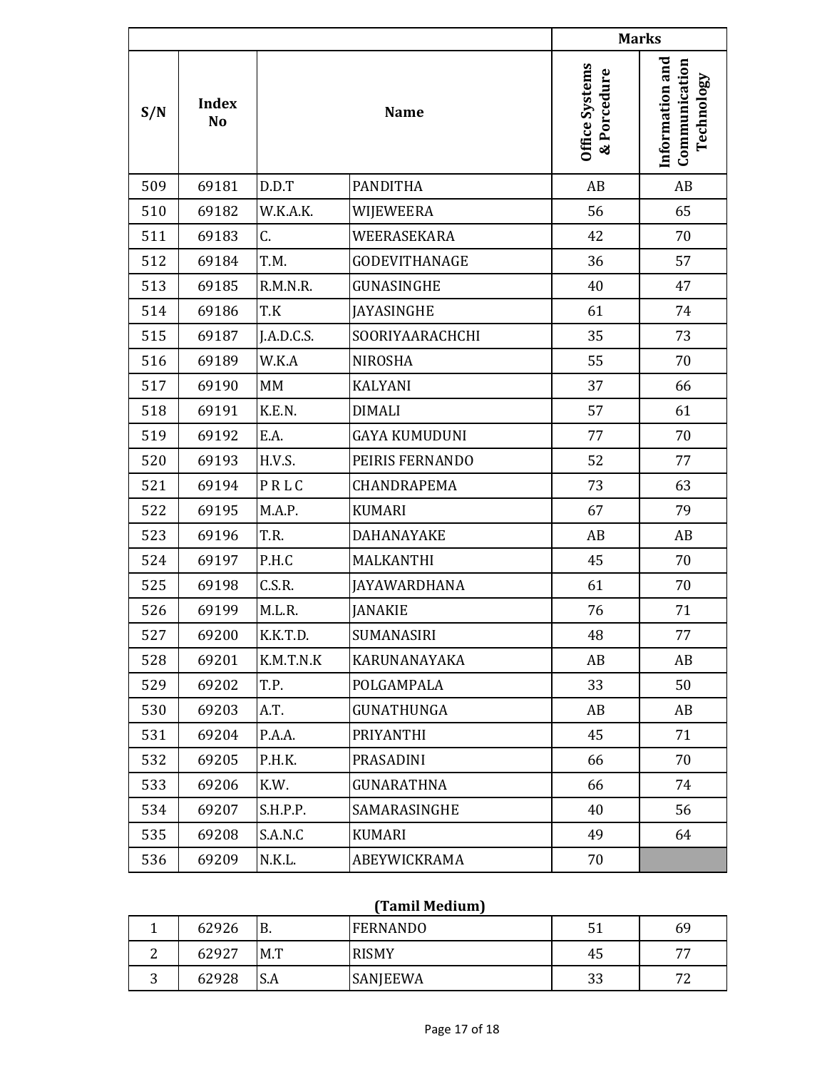| S/N | Index No | Name | | Marks | |
|---|---|---|---|---|---|
| | | | | Office Systems & Porcedure | Information and Communication Technology |
| 509 | 69181 | D.D.T | PANDITHA | AB | AB |
| 510 | 69182 | W.K.A.K. | WIJEWEERA | 56 | 65 |
| 511 | 69183 | C. | WEERASEKARA | 42 | 70 |
| 512 | 69184 | T.M. | GODEVITHANAGE | 36 | 57 |
| 513 | 69185 | R.M.N.R. | GUNASINGHE | 40 | 47 |
| 514 | 69186 | T.K | JAYASINGHE | 61 | 74 |
| 515 | 69187 | J.A.D.C.S. | SOORIYAARACHCHI | 35 | 73 |
| 516 | 69189 | W.K.A | NIROSHA | 55 | 70 |
| 517 | 69190 | MM | KALYANI | 37 | 66 |
| 518 | 69191 | K.E.N. | DIMALI | 57 | 61 |
| 519 | 69192 | E.A. | GAYA KUMUDUNI | 77 | 70 |
| 520 | 69193 | H.V.S. | PEIRIS FERNANDO | 52 | 77 |
| 521 | 69194 | P R L C | CHANDRAPEMA | 73 | 63 |
| 522 | 69195 | M.A.P. | KUMARI | 67 | 79 |
| 523 | 69196 | T.R. | DAHANAYAKE | AB | AB |
| 524 | 69197 | P.H.C | MALKANTHI | 45 | 70 |
| 525 | 69198 | C.S.R. | JAYAWARDHANA | 61 | 70 |
| 526 | 69199 | M.L.R. | JANAKIE | 76 | 71 |
| 527 | 69200 | K.K.T.D. | SUMANASIRI | 48 | 77 |
| 528 | 69201 | K.M.T.N.K | KARUNANAYAKA | AB | AB |
| 529 | 69202 | T.P. | POLGAMPALA | 33 | 50 |
| 530 | 69203 | A.T. | GUNATHUNGA | AB | AB |
| 531 | 69204 | P.A.A. | PRIYANTHI | 45 | 71 |
| 532 | 69205 | P.H.K. | PRASADINI | 66 | 70 |
| 533 | 69206 | K.W. | GUNARATHNA | 66 | 74 |
| 534 | 69207 | S.H.P.P. | SAMARASINGHE | 40 | 56 |
| 535 | 69208 | S.A.N.C | KUMARI | 49 | 64 |
| 536 | 69209 | N.K.L. | ABEYWICKRAMA | 70 | |

**(Tamil Medium)**

| S/N | Index No | Name | | Office Systems & Porcedure | Information and Communication Technology |
|---|---|---|---|---|---|
| 1 | 62926 | B. | FERNANDO | 51 | 69 |
| 2 | 62927 | M.T | RISMY | 45 | 77 |
| 3 | 62928 | S.A | SANJEEWA | 33 | 72 |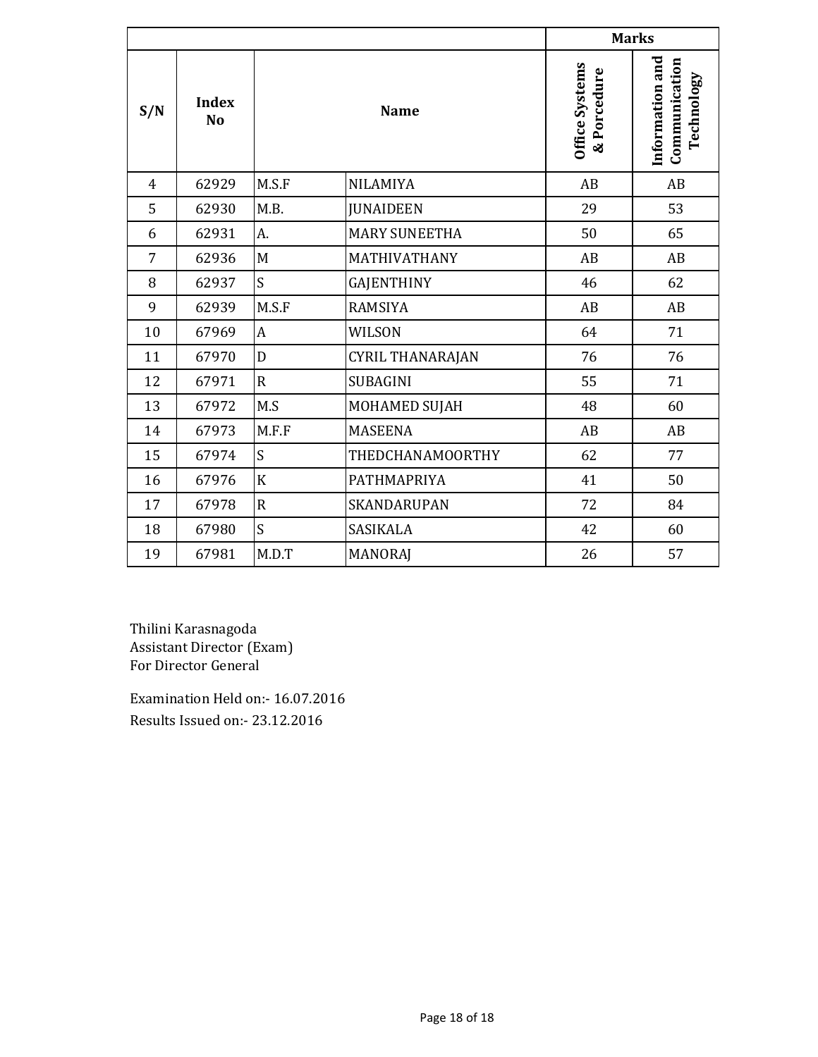| | | | | Marks | |
|---|---|---|---|---|---|
| S/N | Index No | Name | | Office Systems & Porcedure | Information and Communication Technology |
| 4 | 62929 | M.S.F | NILAMIYA | AB | AB |
| 5 | 62930 | M.B. | JUNAIDEEN | 29 | 53 |
| 6 | 62931 | A. | MARY SUNEETHA | 50 | 65 |
| 7 | 62936 | M | MATHIVATHANY | AB | AB |
| 8 | 62937 | S | GAJENTHINY | 46 | 62 |
| 9 | 62939 | M.S.F | RAMSIYA | AB | AB |
| 10 | 67969 | A | WILSON | 64 | 71 |
| 11 | 67970 | D | CYRIL THANARAJAN | 76 | 76 |
| 12 | 67971 | R | SUBAGINI | 55 | 71 |
| 13 | 67972 | M.S | MOHAMED SUJAH | 48 | 60 |
| 14 | 67973 | M.F.F | MASEENA | AB | AB |
| 15 | 67974 | S | THEDCHANAMOORTHY | 62 | 77 |
| 16 | 67976 | K | PATHMAPRIYA | 41 | 50 |
| 17 | 67978 | R | SKANDARUPAN | 72 | 84 |
| 18 | 67980 | S | SASIKALA | 42 | 60 |
| 19 | 67981 | M.D.T | MANORAJ | 26 | 57 |

Thilini Karasnagoda
Assistant Director (Exam)
For Director General

Examination Held on:- 16.07.2016
Results Issued on:- 23.12.2016